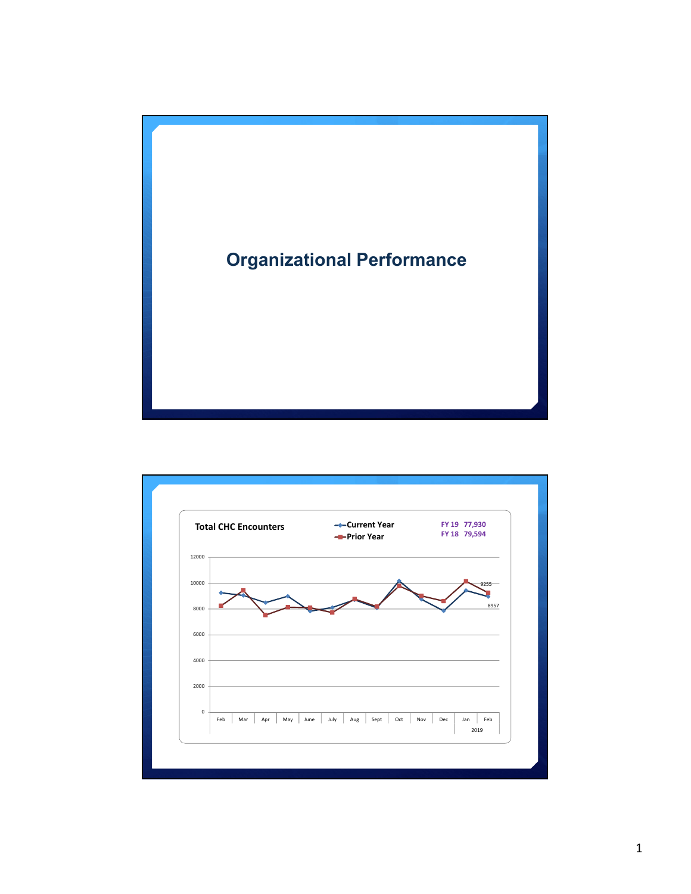# Organizational Performance

**Total CHC Encounters**

- Current Year
- Prior Year

**FY 19 77,930**
**FY 18 79,594**

12000
10000
8000
6000
4000
2000
0

Feb | Mar | Apr | May | June | July | Aug | Sept | Oct | Nov | Dec | Jan | Feb

2019

9255

8957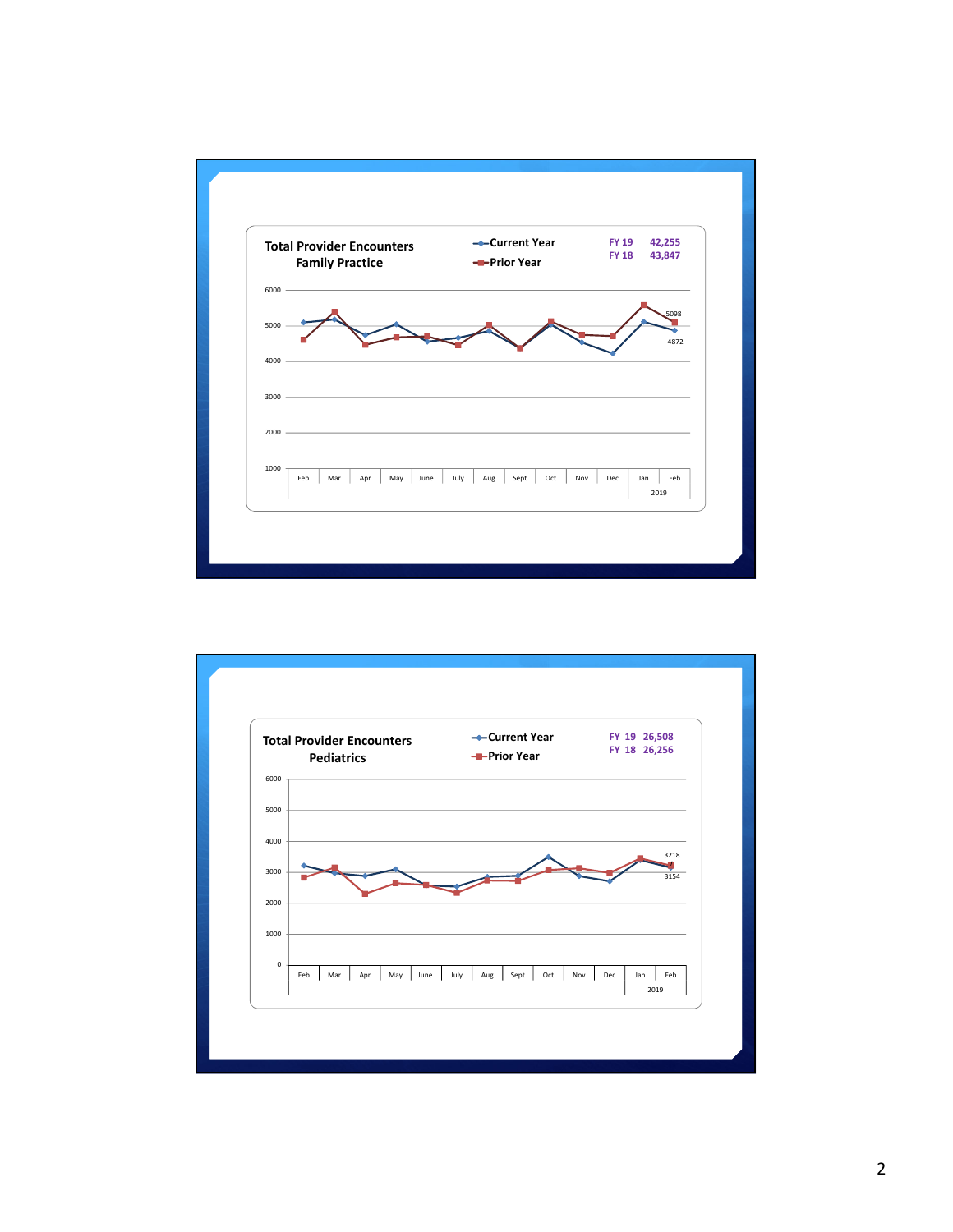## Total Provider Encounters Family Practice

- Current Year
- Prior Year

FY 19 42,255
FY 18 43,847

6000
5000
4000
3000
2000
1000

5098
4872

Feb Mar Apr May June July Aug Sept Oct Nov Dec Jan Feb

2019

## Total Provider Encounters Pediatrics

- Current Year
- Prior Year

FY 19 26,508
FY 18 26,256

6000
5000
4000
3000
2000
1000
0

3218
3154

Feb Mar Apr May June July Aug Sept Oct Nov Dec Jan Feb

2019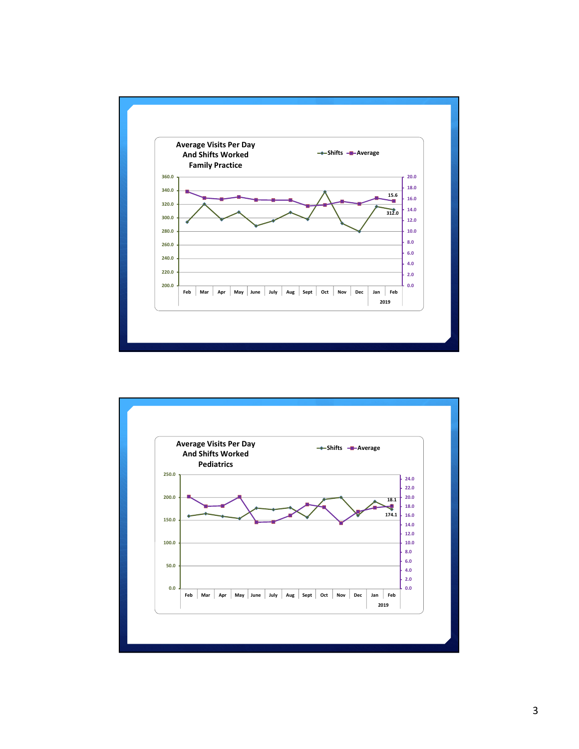## Average Visits Per Day And Shifts Worked Family Practice

Legend: Shifts, Average

Left axis: 200.0 – 360.0; Right axis: 0.0 – 20.0

Months: Feb, Mar, Apr, May, June, July, Aug, Sept, Oct, Nov, Dec, Jan, Feb (2019)

Labels: 15.6, 312.0

## Average Visits Per Day And Shifts Worked Pediatrics

Legend: Shifts, Average

Left axis: 0.0 – 250.0; Right axis: 0.0 – 24.0

Months: Feb, Mar, Apr, May, June, July, Aug, Sept, Oct, Nov, Dec, Jan, Feb (2019)

Labels: 18.1, 174.1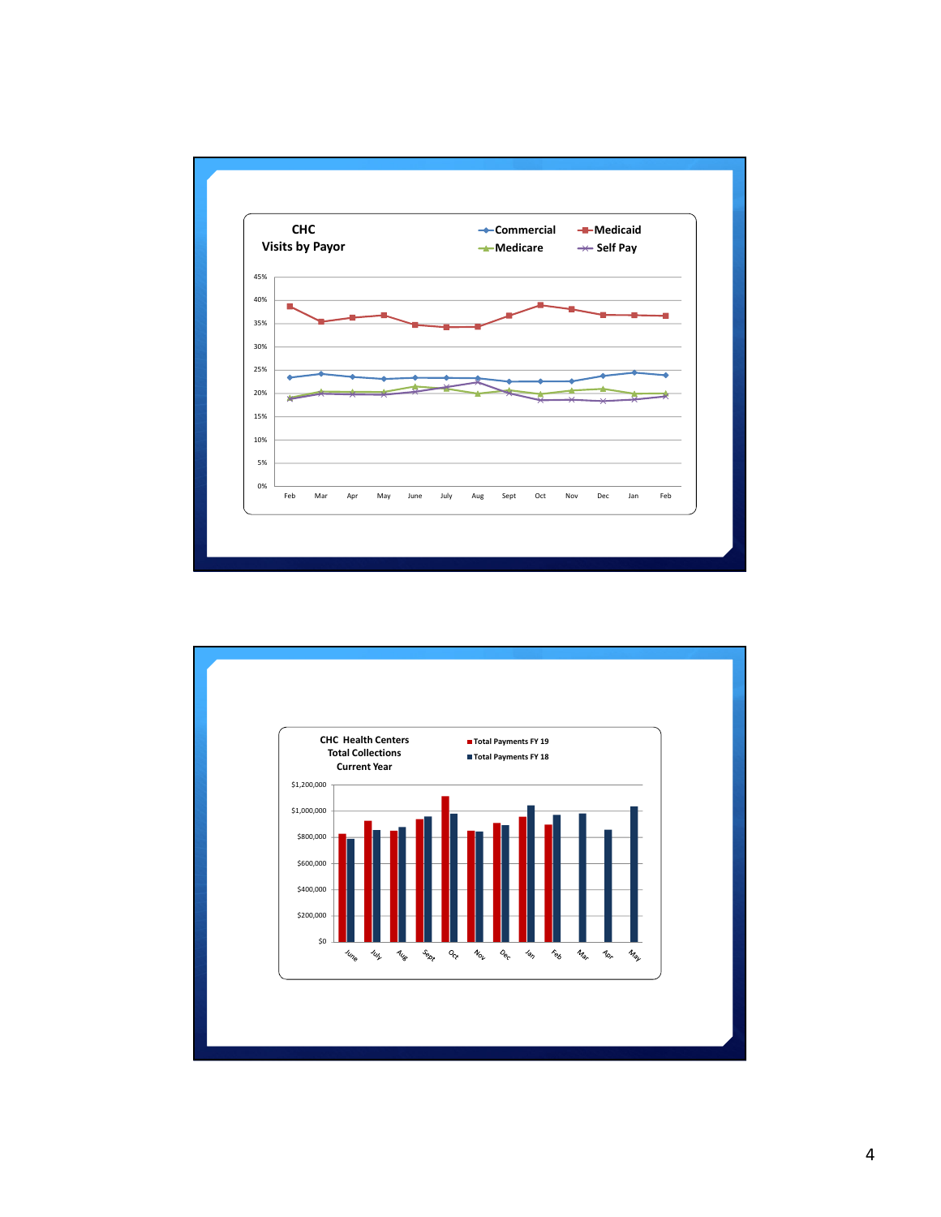## CHC Visits by Payor

Legend: Commercial, Medicaid, Medicare, Self Pay

Y-axis: 0%, 5%, 10%, 15%, 20%, 25%, 30%, 35%, 40%, 45%

X-axis: Feb, Mar, Apr, May, June, July, Aug, Sept, Oct, Nov, Dec, Jan, Feb

## CHC Health Centers Total Collections Current Year

Legend: Total Payments FY 19, Total Payments FY 18

Y-axis: $0, $200,000, $400,000, $600,000, $800,000, $1,000,000, $1,200,000

X-axis: June, July, Aug, Sept, Oct, Nov, Dec, Jan, Feb, Mar, Apr, May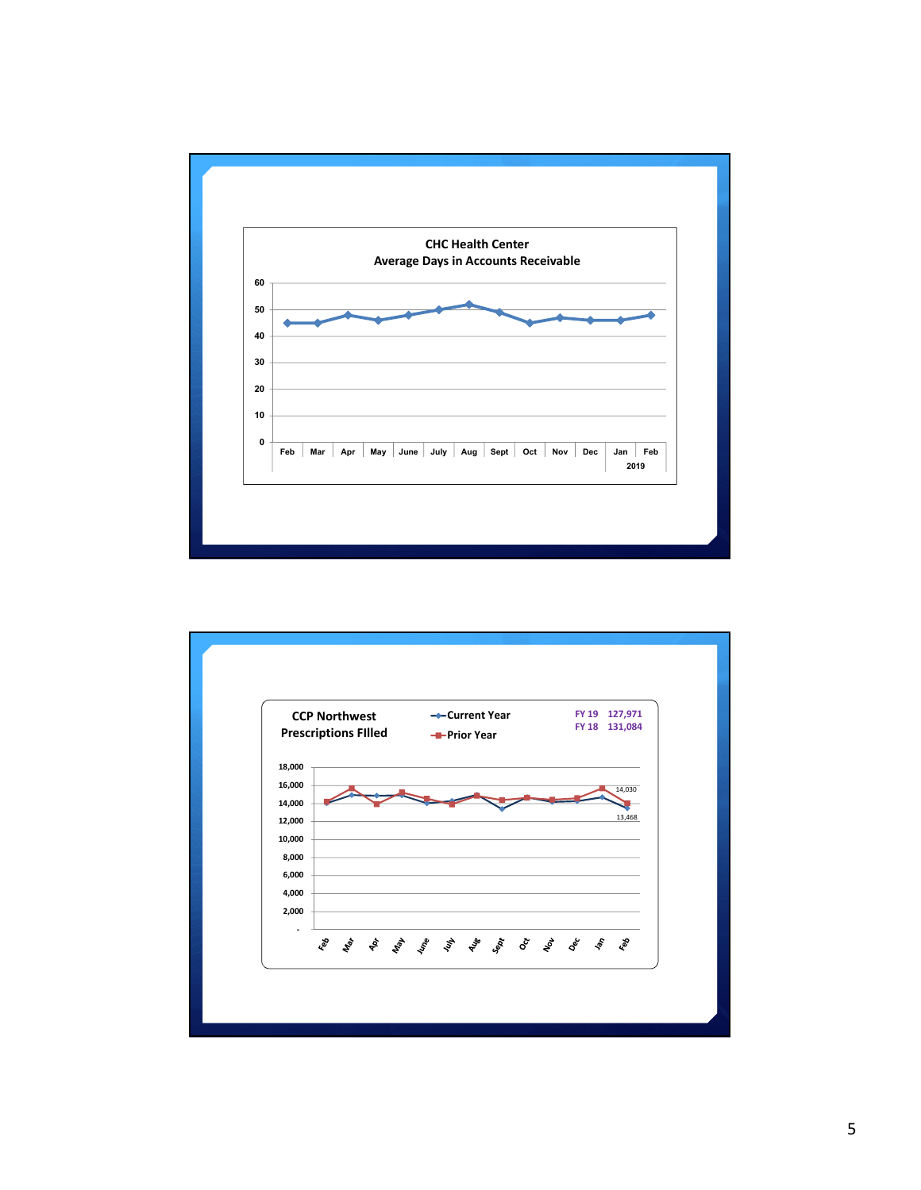**CHC Health Center**
**Average Days in Accounts Receivable**

60
50
40
30
20
10
0

Feb | Mar | Apr | May | June | July | Aug | Sept | Oct | Nov | Dec | Jan | Feb
2019

**CCP Northwest**
**Prescriptions FIlled**

Current Year
Prior Year

FY 19 127,971
FY 18 131,084

18,000
16,000
14,000
12,000
10,000
8,000
6,000
4,000
2,000
-

14,030
13,468

Feb Mar Apr May June July Aug Sept Oct Nov Dec Jan Feb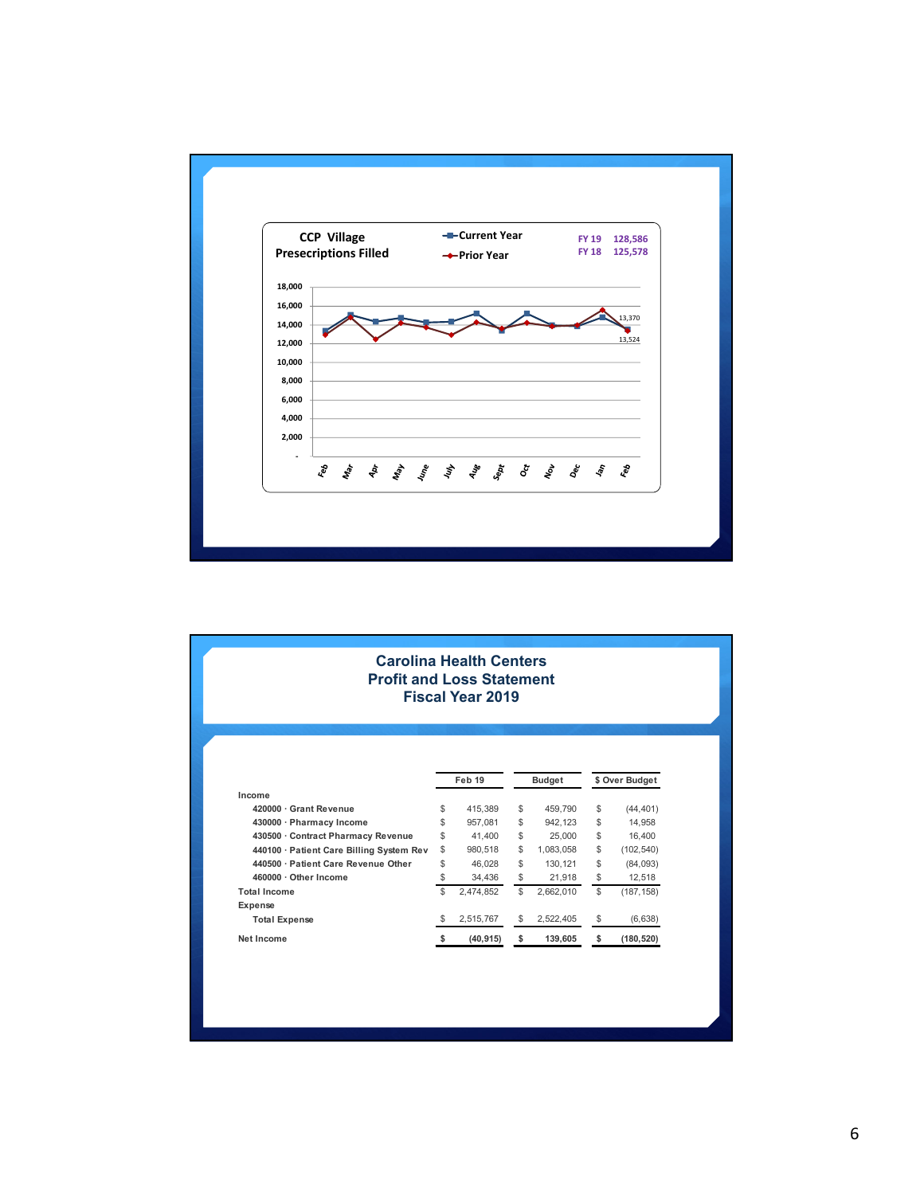## CCP Village Presecriptions Filled

- Current Year
- Prior Year

FY 19 128,586
FY 18 125,578

18,000
16,000
14,000
12,000
10,000
8,000
6,000
4,000
2,000
-

13,370
13,524

Feb Mar Apr May June July Aug Sept Oct Nov Dec Jan Feb

# Carolina Health Centers
# Profit and Loss Statement
# Fiscal Year 2019

| | Feb 19 | Budget | $ Over Budget |
|---|---|---|---|
| **Income** | | | |
| 420000 · Grant Revenue | $ 415,389 | $ 459,790 | $ (44,401) |
| 430000 · Pharmacy Income | $ 957,081 | $ 942,123 | $ 14,958 |
| 430500 · Contract Pharmacy Revenue | $ 41,400 | $ 25,000 | $ 16,400 |
| 440100 · Patient Care Billing System Rev | $ 980,518 | $ 1,083,058 | $ (102,540) |
| 440500 · Patient Care Revenue Other | $ 46,028 | $ 130,121 | $ (84,093) |
| 460000 · Other Income | $ 34,436 | $ 21,918 | $ 12,518 |
| **Total Income** | $ 2,474,852 | $ 2,662,010 | $ (187,158) |
| **Expense** | | | |
| Total Expense | $ 2,515,767 | $ 2,522,405 | $ (6,638) |
| **Net Income** | **$ (40,915)** | **$ 139,605** | **$ (180,520)** |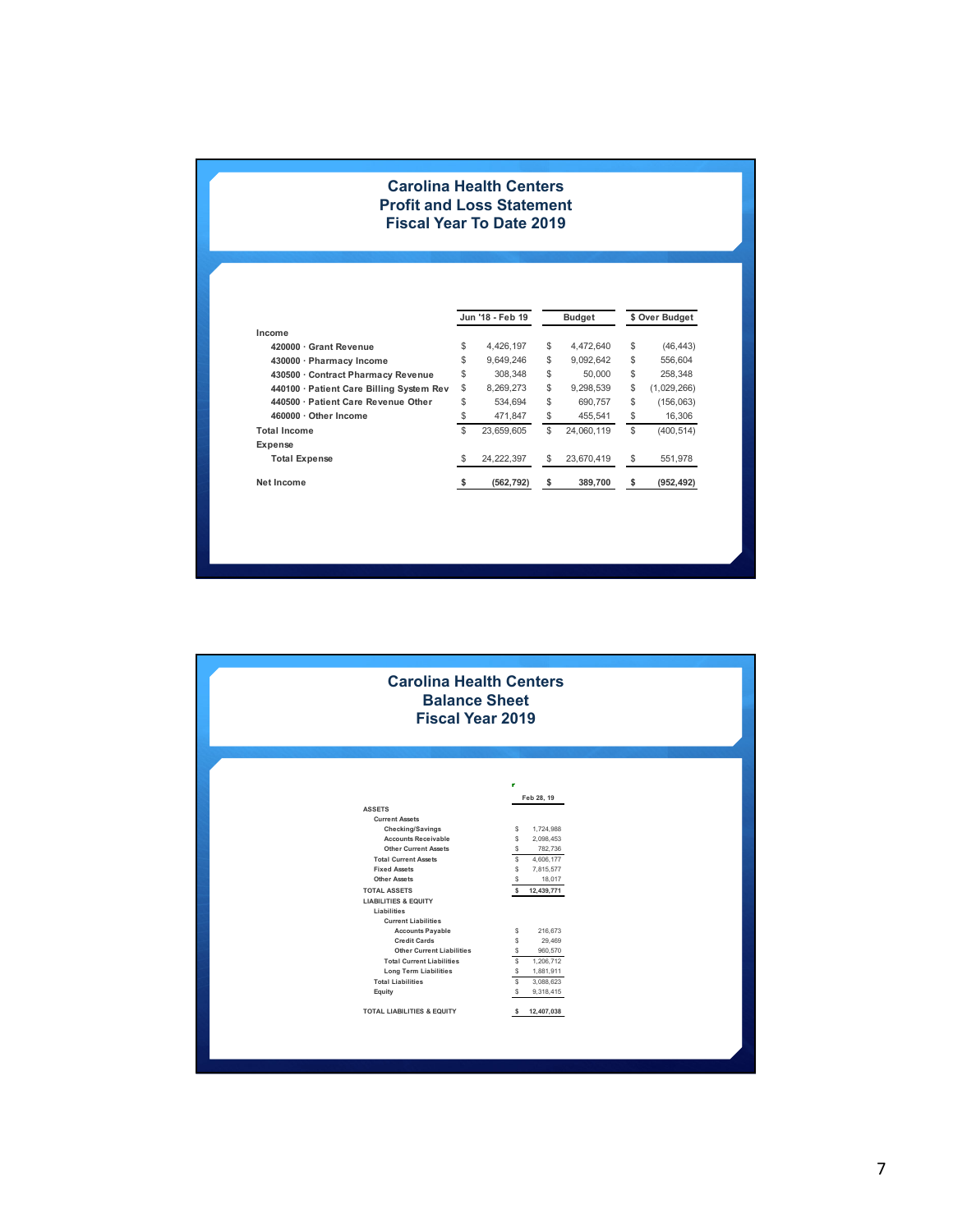## Carolina Health Centers
## Profit and Loss Statement
## Fiscal Year To Date 2019

| | Jun '18 - Feb 19 | Budget | $ Over Budget |
|---|---|---|---|
| **Income** | | | |
| 420000 · Grant Revenue | $ 4,426,197 | $ 4,472,640 | $ (46,443) |
| 430000 · Pharmacy Income | $ 9,649,246 | $ 9,092,642 | $ 556,604 |
| 430500 · Contract Pharmacy Revenue | $ 308,348 | $ 50,000 | $ 258,348 |
| 440100 · Patient Care Billing System Rev | $ 8,269,273 | $ 9,298,539 | $ (1,029,266) |
| 440500 · Patient Care Revenue Other | $ 534,694 | $ 690,757 | $ (156,063) |
| 460000 · Other Income | $ 471,847 | $ 455,541 | $ 16,306 |
| **Total Income** | $ 23,659,605 | $ 24,060,119 | $ (400,514) |
| **Expense** | | | |
| Total Expense | $ 24,222,397 | $ 23,670,419 | $ 551,978 |
| **Net Income** | **$ (562,792)** | **$ 389,700** | **$ (952,492)** |

## Carolina Health Centers
## Balance Sheet
## Fiscal Year 2019

| | Feb 28, 19 |
|---|---|
| **ASSETS** | |
| Current Assets | |
| Checking/Savings | $ 1,724,988 |
| Accounts Receivable | $ 2,098,453 |
| Other Current Assets | $ 782,736 |
| Total Current Assets | $ 4,606,177 |
| Fixed Assets | $ 7,815,577 |
| Other Assets | $ 18,017 |
| **TOTAL ASSETS** | **$ 12,439,771** |
| **LIABILITIES & EQUITY** | |
| Liabilities | |
| Current Liabilities | |
| Accounts Payable | $ 216,673 |
| Credit Cards | $ 29,469 |
| Other Current Liabilities | $ 960,570 |
| Total Current Liabilities | $ 1,206,712 |
| Long Term Liabilities | $ 1,881,911 |
| Total Liabilities | $ 3,088,623 |
| Equity | $ 9,318,415 |
| **TOTAL LIABILITIES & EQUITY** | **$ 12,407,038** |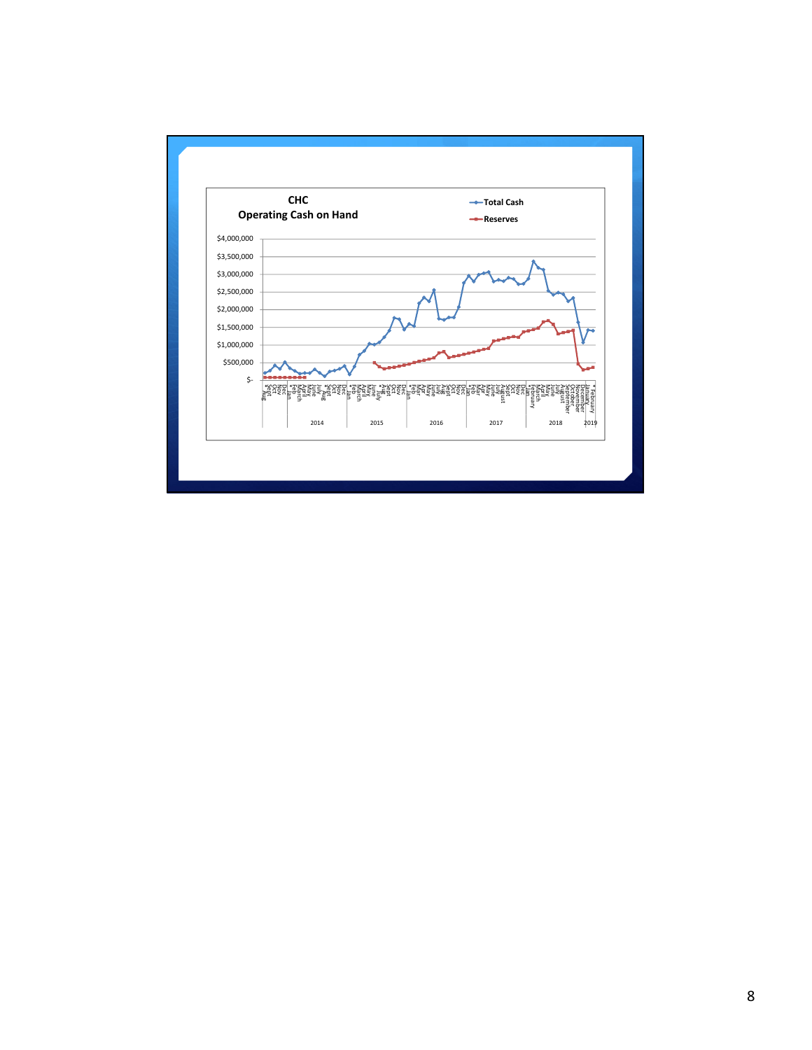CHC
Operating Cash on Hand

Total Cash
Reserves

$4,000,000
$3,500,000
$3,000,000
$2,500,000
$2,000,000
$1,500,000
$1,000,000
$500,000
$-

2014
2015
2016
2017
2018
2019